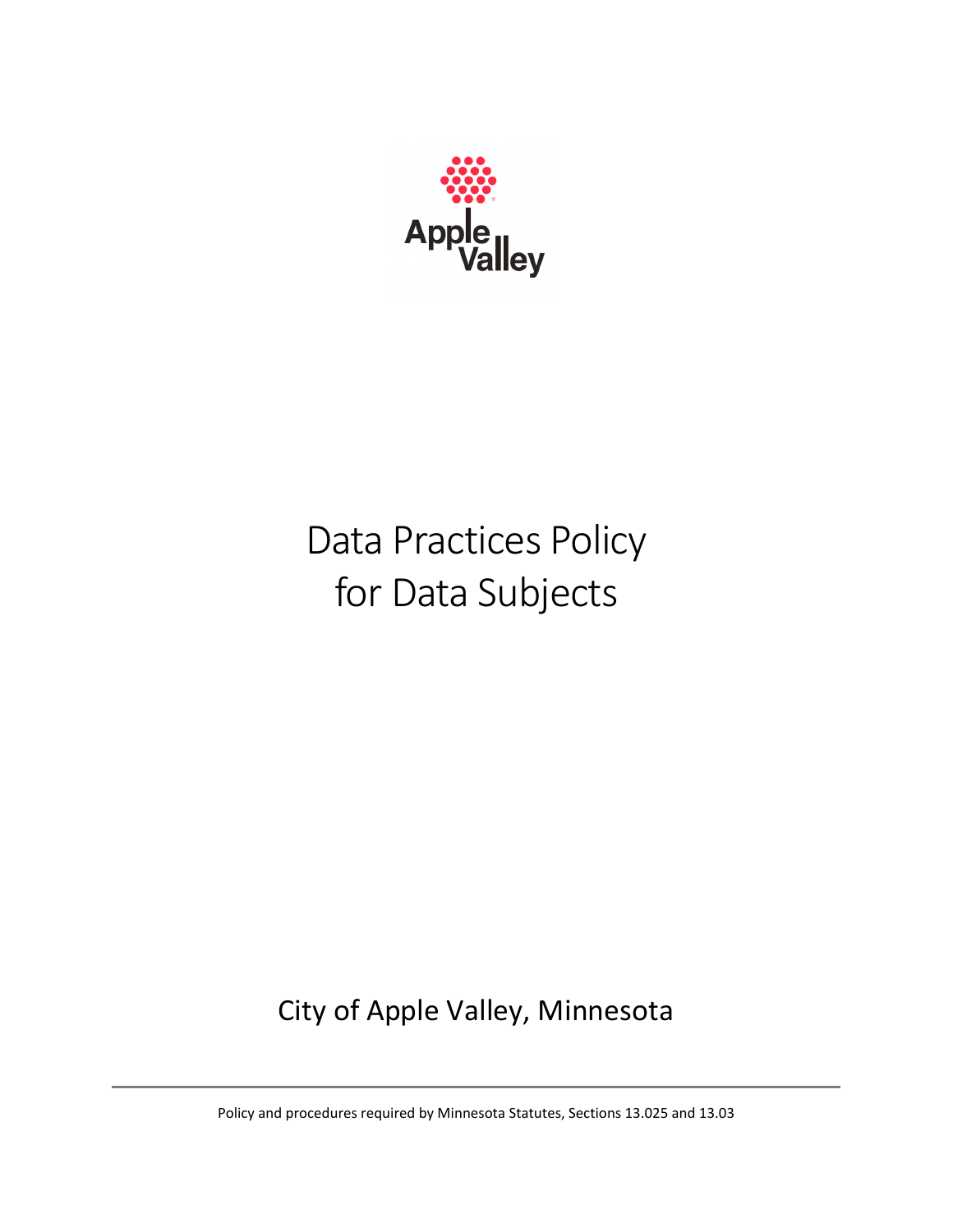Apple Valley

# Data Practices Policy for Data Subjects

City of Apple Valley, Minnesota

---

Policy and procedures required by Minnesota Statutes, Sections 13.025 and 13.03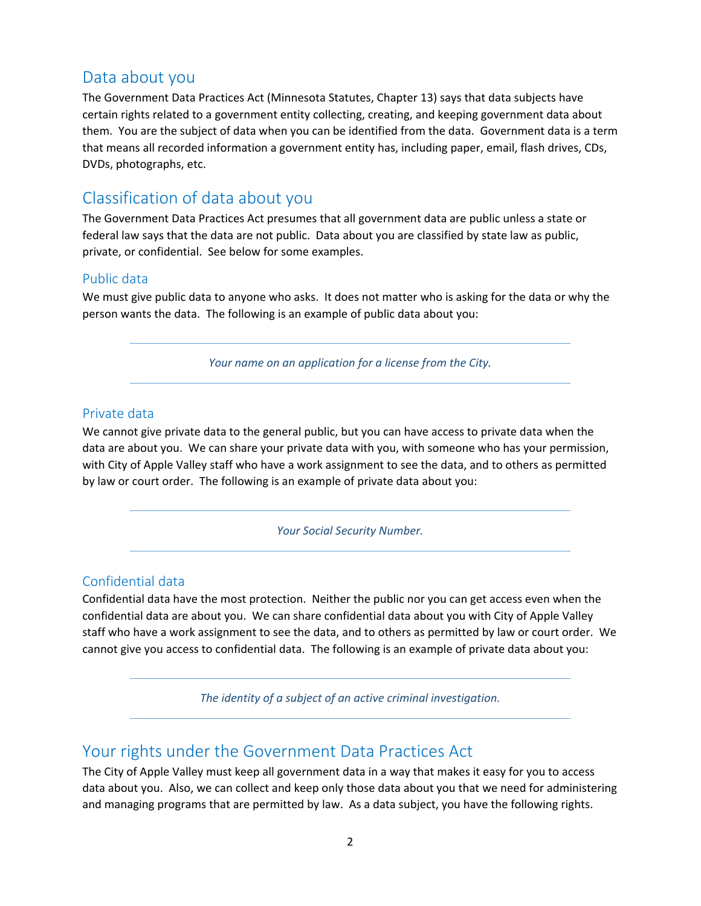## Data about you

The Government Data Practices Act (Minnesota Statutes, Chapter 13) says that data subjects have certain rights related to a government entity collecting, creating, and keeping government data about them. You are the subject of data when you can be identified from the data. Government data is a term that means all recorded information a government entity has, including paper, email, flash drives, CDs, DVDs, photographs, etc.

## Classification of data about you

The Government Data Practices Act presumes that all government data are public unless a state or federal law says that the data are not public. Data about you are classified by state law as public, private, or confidential. See below for some examples.

### Public data

We must give public data to anyone who asks. It does not matter who is asking for the data or why the person wants the data. The following is an example of public data about you:

*Your name on an application for a license from the City.*

### Private data

We cannot give private data to the general public, but you can have access to private data when the data are about you. We can share your private data with you, with someone who has your permission, with City of Apple Valley staff who have a work assignment to see the data, and to others as permitted by law or court order. The following is an example of private data about you:

*Your Social Security Number.*

### Confidential data

Confidential data have the most protection. Neither the public nor you can get access even when the confidential data are about you. We can share confidential data about you with City of Apple Valley staff who have a work assignment to see the data, and to others as permitted by law or court order. We cannot give you access to confidential data. The following is an example of private data about you:

*The identity of a subject of an active criminal investigation.*

## Your rights under the Government Data Practices Act

The City of Apple Valley must keep all government data in a way that makes it easy for you to access data about you. Also, we can collect and keep only those data about you that we need for administering and managing programs that are permitted by law. As a data subject, you have the following rights.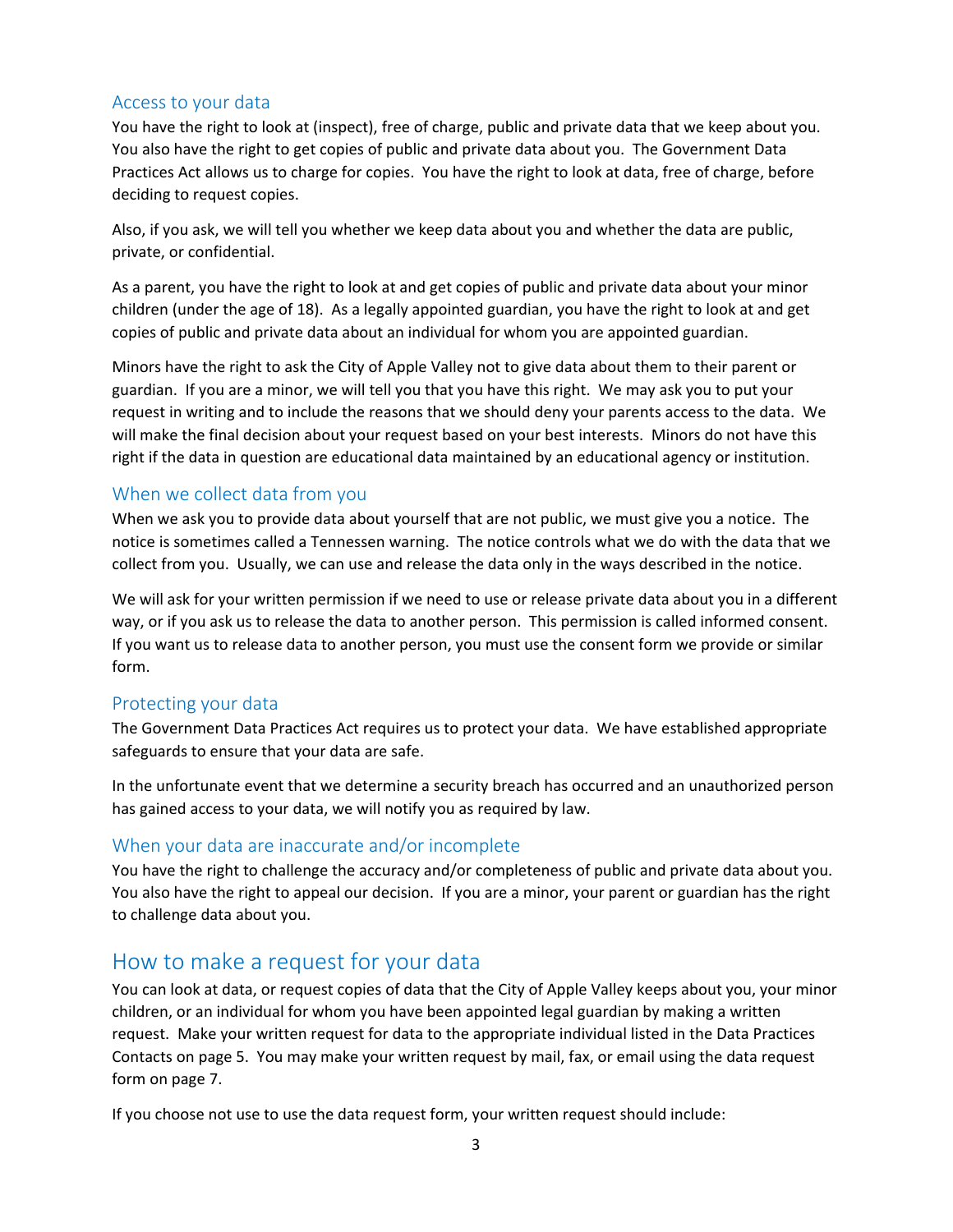### Access to your data

You have the right to look at (inspect), free of charge, public and private data that we keep about you. You also have the right to get copies of public and private data about you. The Government Data Practices Act allows us to charge for copies. You have the right to look at data, free of charge, before deciding to request copies.

Also, if you ask, we will tell you whether we keep data about you and whether the data are public, private, or confidential.

As a parent, you have the right to look at and get copies of public and private data about your minor children (under the age of 18). As a legally appointed guardian, you have the right to look at and get copies of public and private data about an individual for whom you are appointed guardian.

Minors have the right to ask the City of Apple Valley not to give data about them to their parent or guardian. If you are a minor, we will tell you that you have this right. We may ask you to put your request in writing and to include the reasons that we should deny your parents access to the data. We will make the final decision about your request based on your best interests. Minors do not have this right if the data in question are educational data maintained by an educational agency or institution.

### When we collect data from you

When we ask you to provide data about yourself that are not public, we must give you a notice. The notice is sometimes called a Tennessen warning. The notice controls what we do with the data that we collect from you. Usually, we can use and release the data only in the ways described in the notice.

We will ask for your written permission if we need to use or release private data about you in a different way, or if you ask us to release the data to another person. This permission is called informed consent. If you want us to release data to another person, you must use the consent form we provide or similar form.

### Protecting your data

The Government Data Practices Act requires us to protect your data. We have established appropriate safeguards to ensure that your data are safe.

In the unfortunate event that we determine a security breach has occurred and an unauthorized person has gained access to your data, we will notify you as required by law.

### When your data are inaccurate and/or incomplete

You have the right to challenge the accuracy and/or completeness of public and private data about you. You also have the right to appeal our decision. If you are a minor, your parent or guardian has the right to challenge data about you.

## How to make a request for your data

You can look at data, or request copies of data that the City of Apple Valley keeps about you, your minor children, or an individual for whom you have been appointed legal guardian by making a written request. Make your written request for data to the appropriate individual listed in the Data Practices Contacts on page 5. You may make your written request by mail, fax, or email using the data request form on page 7.

If you choose not use to use the data request form, your written request should include: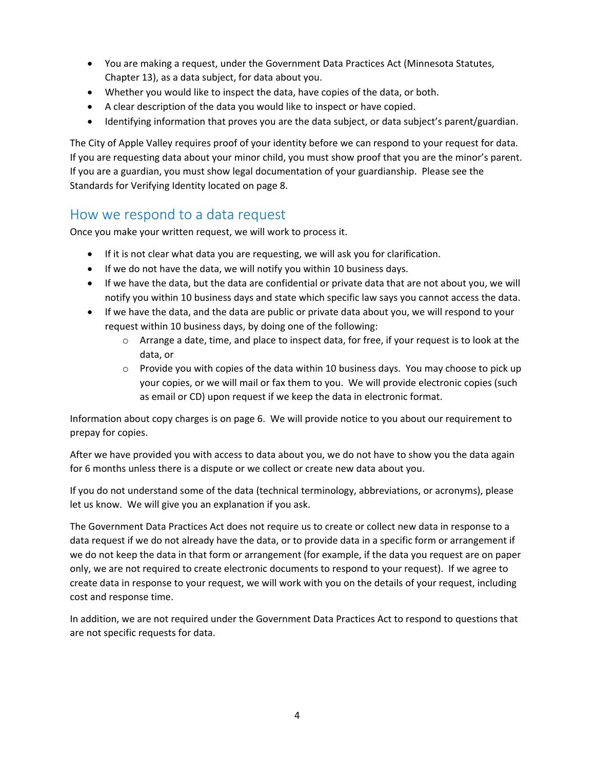- You are making a request, under the Government Data Practices Act (Minnesota Statutes, Chapter 13), as a data subject, for data about you.
- Whether you would like to inspect the data, have copies of the data, or both.
- A clear description of the data you would like to inspect or have copied.
- Identifying information that proves you are the data subject, or data subject's parent/guardian.

The City of Apple Valley requires proof of your identity before we can respond to your request for data. If you are requesting data about your minor child, you must show proof that you are the minor's parent. If you are a guardian, you must show legal documentation of your guardianship. Please see the Standards for Verifying Identity located on page 8.

## How we respond to a data request

Once you make your written request, we will work to process it.

- If it is not clear what data you are requesting, we will ask you for clarification.
- If we do not have the data, we will notify you within 10 business days.
- If we have the data, but the data are confidential or private data that are not about you, we will notify you within 10 business days and state which specific law says you cannot access the data.
- If we have the data, and the data are public or private data about you, we will respond to your request within 10 business days, by doing one of the following:
  - Arrange a date, time, and place to inspect data, for free, if your request is to look at the data, or
  - Provide you with copies of the data within 10 business days. You may choose to pick up your copies, or we will mail or fax them to you. We will provide electronic copies (such as email or CD) upon request if we keep the data in electronic format.

Information about copy charges is on page 6. We will provide notice to you about our requirement to prepay for copies.

After we have provided you with access to data about you, we do not have to show you the data again for 6 months unless there is a dispute or we collect or create new data about you.

If you do not understand some of the data (technical terminology, abbreviations, or acronyms), please let us know. We will give you an explanation if you ask.

The Government Data Practices Act does not require us to create or collect new data in response to a data request if we do not already have the data, or to provide data in a specific form or arrangement if we do not keep the data in that form or arrangement (for example, if the data you request are on paper only, we are not required to create electronic documents to respond to your request). If we agree to create data in response to your request, we will work with you on the details of your request, including cost and response time.

In addition, we are not required under the Government Data Practices Act to respond to questions that are not specific requests for data.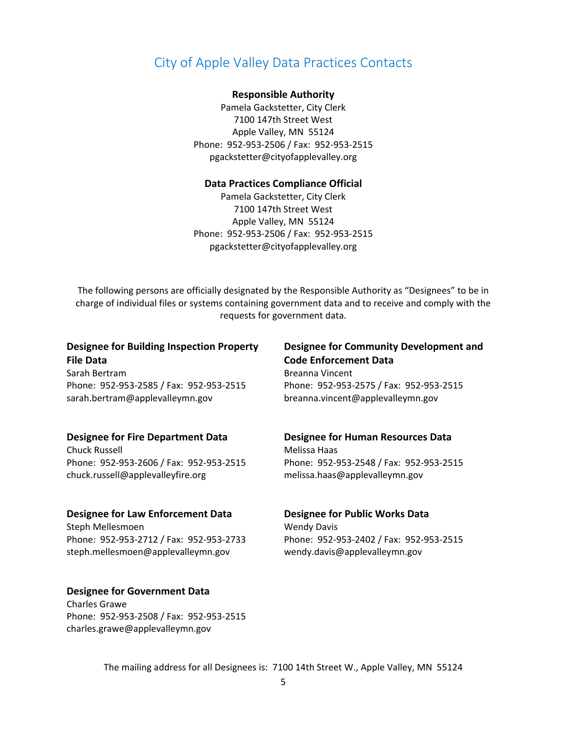## City of Apple Valley Data Practices Contacts

**Responsible Authority**

Pamela Gackstetter, City Clerk
7100 147th Street West
Apple Valley, MN 55124
Phone: 952-953-2506 / Fax: 952-953-2515
pgackstetter@cityofapplevalley.org

**Data Practices Compliance Official**

Pamela Gackstetter, City Clerk
7100 147th Street West
Apple Valley, MN 55124
Phone: 952-953-2506 / Fax: 952-953-2515
pgackstetter@cityofapplevalley.org

The following persons are officially designated by the Responsible Authority as "Designees" to be in charge of individual files or systems containing government data and to receive and comply with the requests for government data.

**Designee for Building Inspection Property File Data**
Sarah Bertram
Phone: 952-953-2585 / Fax: 952-953-2515
sarah.bertram@applevalleymn.gov

**Designee for Community Development and Code Enforcement Data**
Breanna Vincent
Phone: 952-953-2575 / Fax: 952-953-2515
breanna.vincent@applevalleymn.gov

**Designee for Fire Department Data**
Chuck Russell
Phone: 952-953-2606 / Fax: 952-953-2515
chuck.russell@applevalleyfire.org

**Designee for Human Resources Data**
Melissa Haas
Phone: 952-953-2548 / Fax: 952-953-2515
melissa.haas@applevalleymn.gov

**Designee for Law Enforcement Data**
Steph Mellesmoen
Phone: 952-953-2712 / Fax: 952-953-2733
steph.mellesmoen@applevalleymn.gov

**Designee for Public Works Data**
Wendy Davis
Phone: 952-953-2402 / Fax: 952-953-2515
wendy.davis@applevalleymn.gov

**Designee for Government Data**
Charles Grawe
Phone: 952-953-2508 / Fax: 952-953-2515
charles.grawe@applevalleymn.gov

The mailing address for all Designees is: 7100 14th Street W., Apple Valley, MN 55124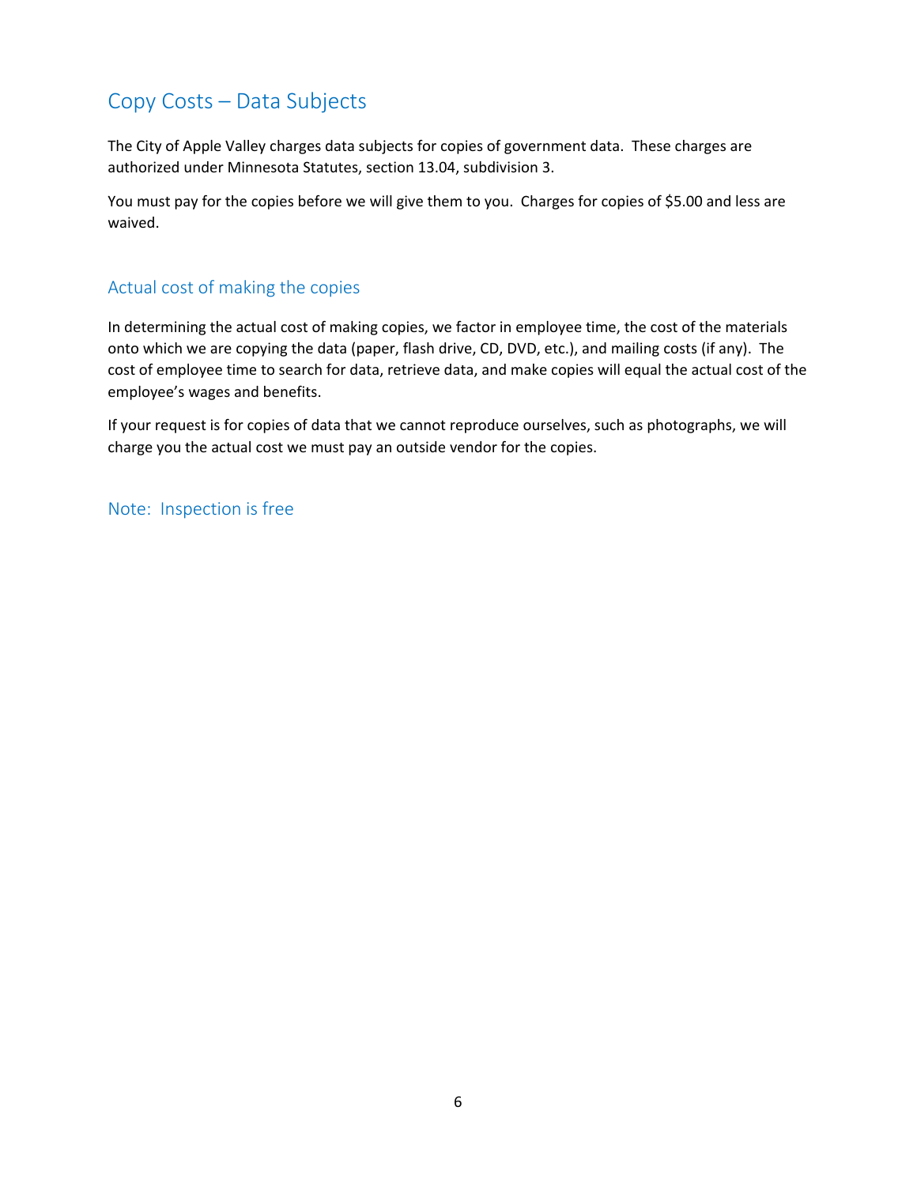# Copy Costs – Data Subjects

The City of Apple Valley charges data subjects for copies of government data. These charges are authorized under Minnesota Statutes, section 13.04, subdivision 3.

You must pay for the copies before we will give them to you. Charges for copies of $5.00 and less are waived.

## Actual cost of making the copies

In determining the actual cost of making copies, we factor in employee time, the cost of the materials onto which we are copying the data (paper, flash drive, CD, DVD, etc.), and mailing costs (if any). The cost of employee time to search for data, retrieve data, and make copies will equal the actual cost of the employee's wages and benefits.

If your request is for copies of data that we cannot reproduce ourselves, such as photographs, we will charge you the actual cost we must pay an outside vendor for the copies.

## Note: Inspection is free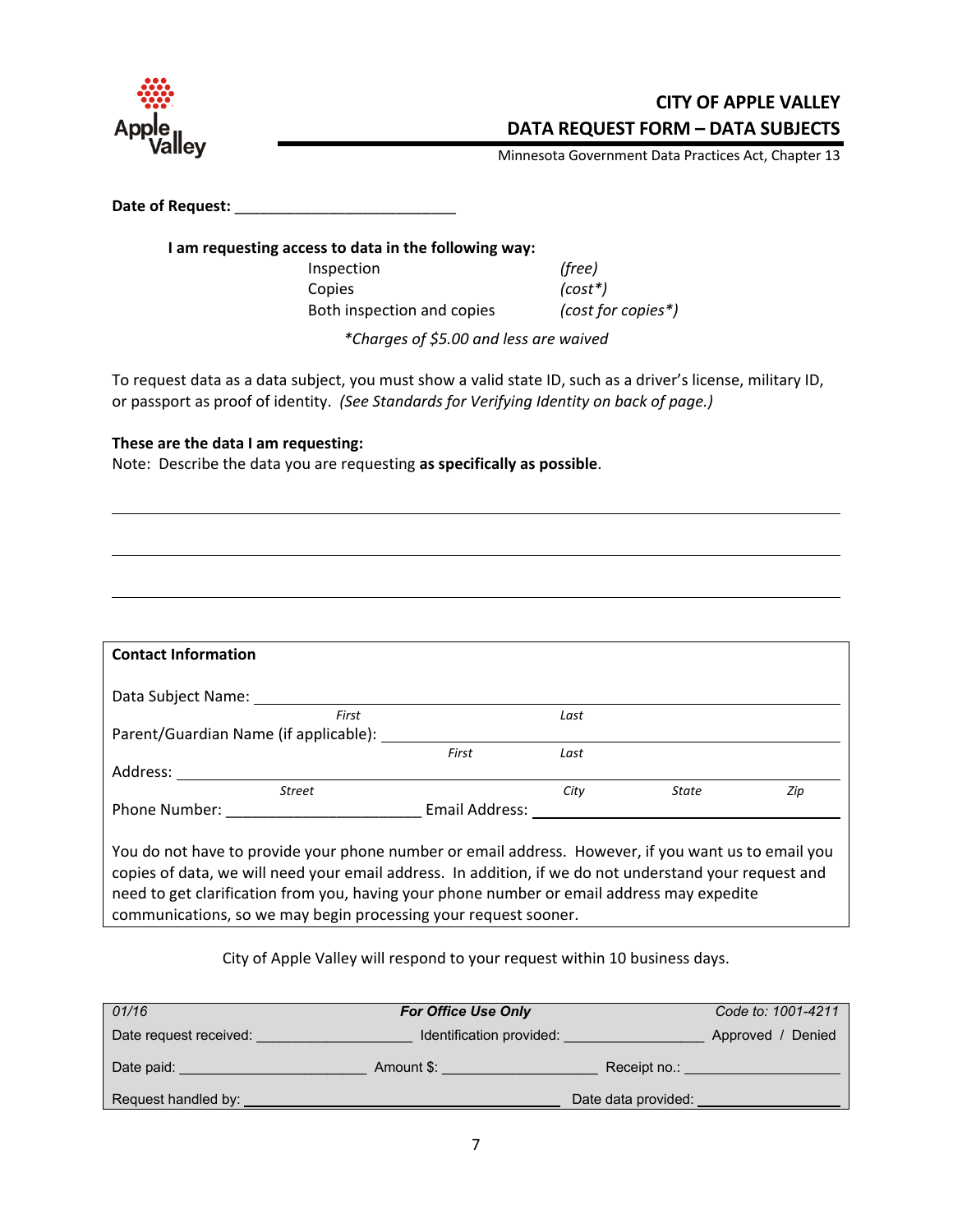Apple Valley

# CITY OF APPLE VALLEY
## DATA REQUEST FORM – DATA SUBJECTS

Minnesota Government Data Practices Act, Chapter 13

**Date of Request:** ___________________________

**I am requesting access to data in the following way:**

| | |
|---|---|
| Inspection | *(free)* |
| Copies | *(cost*)* |
| Both inspection and copies | *(cost for copies*)* |

*\*Charges of $5.00 and less are waived*

To request data as a data subject, you must show a valid state ID, such as a driver's license, military ID, or passport as proof of identity. *(See Standards for Verifying Identity on back of page.)*

**These are the data I am requesting:**

Note: Describe the data you are requesting **as specifically as possible**.

_______________________________________________________________________________

_______________________________________________________________________________

_______________________________________________________________________________

**Contact Information**

Data Subject Name: ___________________________________________
*First* *Last*

Parent/Guardian Name (if applicable): ___________________________________________
*First* *Last*

Address: ___________________________________________
*Street* *City* *State* *Zip*

Phone Number: _______________________ Email Address: _______________________

You do not have to provide your phone number or email address. However, if you want us to email you copies of data, we will need your email address. In addition, if we do not understand your request and need to get clarification from you, having your phone number or email address may expedite communications, so we may begin processing your request sooner.

City of Apple Valley will respond to your request within 10 business days.

| *01/16* | ***For Office Use Only*** | *Code to: 1001-4211* |
|---|---|---|
| Date request received: ___________________ | Identification provided: _________________ | Approved / Denied |
| Date paid: _______________________ | Amount $: ___________________ | Receipt no.: ___________________ |
| Request handled by: _______________________ | | Date data provided: _______________ |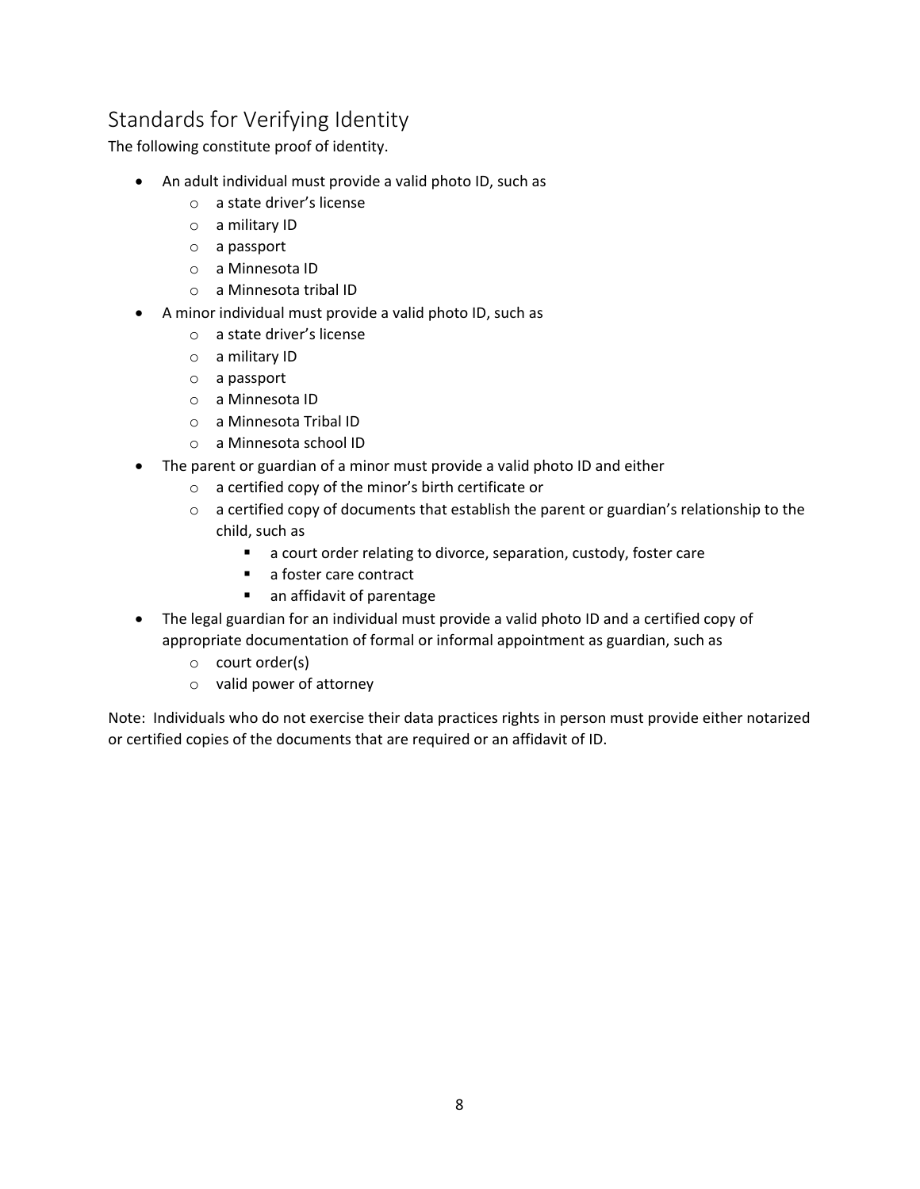## Standards for Verifying Identity

The following constitute proof of identity.

- An adult individual must provide a valid photo ID, such as
  - a state driver's license
  - a military ID
  - a passport
  - a Minnesota ID
  - a Minnesota tribal ID
- A minor individual must provide a valid photo ID, such as
  - a state driver's license
  - a military ID
  - a passport
  - a Minnesota ID
  - a Minnesota Tribal ID
  - a Minnesota school ID
- The parent or guardian of a minor must provide a valid photo ID and either
  - a certified copy of the minor's birth certificate or
  - a certified copy of documents that establish the parent or guardian's relationship to the child, such as
    - a court order relating to divorce, separation, custody, foster care
    - a foster care contract
    - an affidavit of parentage
- The legal guardian for an individual must provide a valid photo ID and a certified copy of appropriate documentation of formal or informal appointment as guardian, such as
  - court order(s)
  - valid power of attorney

Note: Individuals who do not exercise their data practices rights in person must provide either notarized or certified copies of the documents that are required or an affidavit of ID.